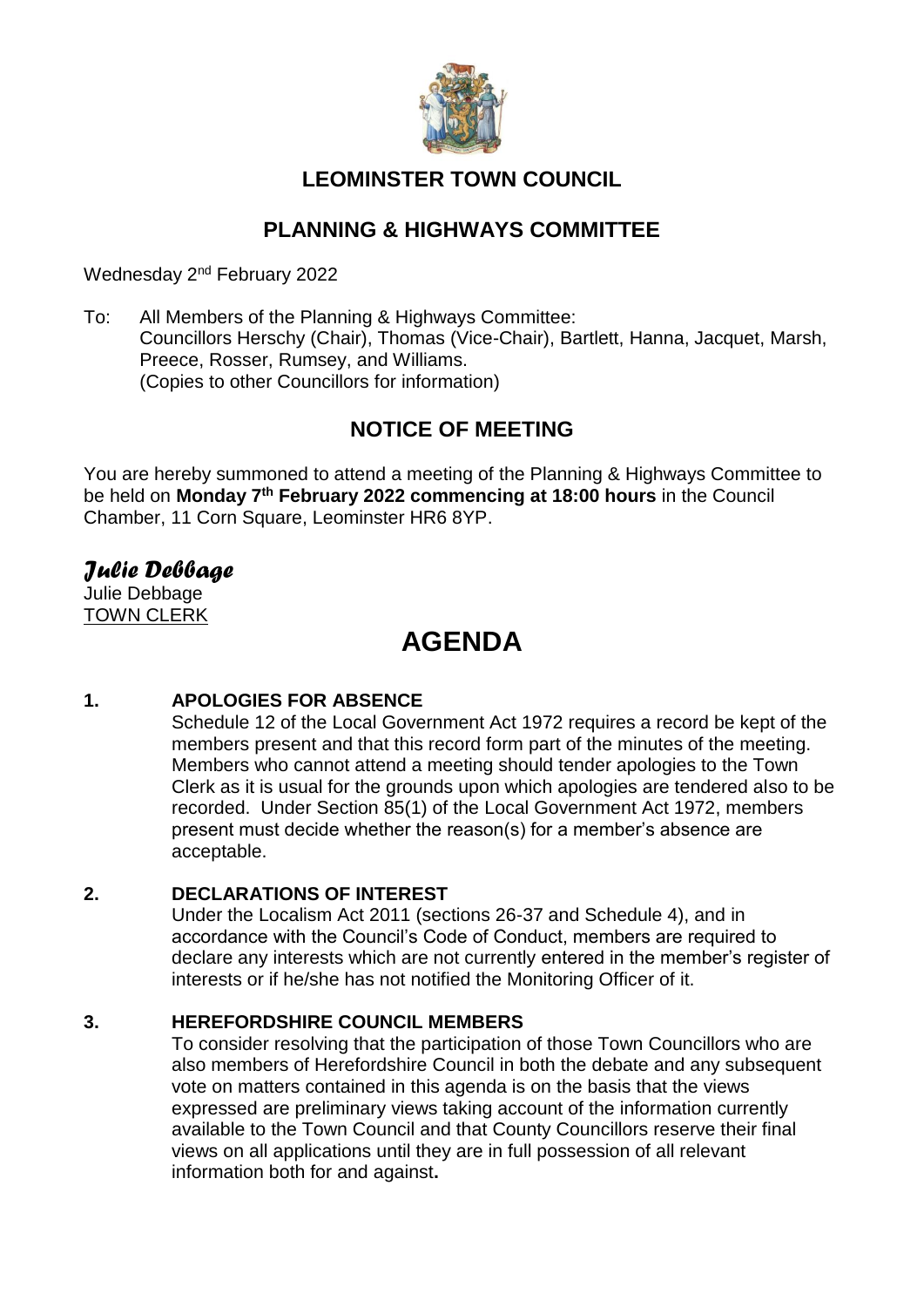# LEOMINSTER TOWN COUNCIL

## PLANNING & HIGHWAYS COMMITTEE

Wednesday 2nd February 2022

To: All Members of the Planning & Highways Committee:
Councillors Herschy (Chair), Thomas (Vice-Chair), Bartlett, Hanna, Jacquet, Marsh, Preece, Rosser, Rumsey, and Williams.
(Copies to other Councillors for information)

## NOTICE OF MEETING

You are hereby summoned to attend a meeting of the Planning & Highways Committee to be held on **Monday 7th February 2022 commencing at 18:00 hours** in the Council Chamber, 11 Corn Square, Leominster HR6 8YP.

*Julie Debbage*
Julie Debbage
TOWN CLERK

# AGENDA

**1. APOLOGIES FOR ABSENCE**

Schedule 12 of the Local Government Act 1972 requires a record be kept of the members present and that this record form part of the minutes of the meeting. Members who cannot attend a meeting should tender apologies to the Town Clerk as it is usual for the grounds upon which apologies are tendered also to be recorded. Under Section 85(1) of the Local Government Act 1972, members present must decide whether the reason(s) for a member's absence are acceptable.

**2. DECLARATIONS OF INTEREST**

Under the Localism Act 2011 (sections 26-37 and Schedule 4), and in accordance with the Council's Code of Conduct, members are required to declare any interests which are not currently entered in the member's register of interests or if he/she has not notified the Monitoring Officer of it.

**3. HEREFORDSHIRE COUNCIL MEMBERS**

To consider resolving that the participation of those Town Councillors who are also members of Herefordshire Council in both the debate and any subsequent vote on matters contained in this agenda is on the basis that the views expressed are preliminary views taking account of the information currently available to the Town Council and that County Councillors reserve their final views on all applications until they are in full possession of all relevant information both for and against**.**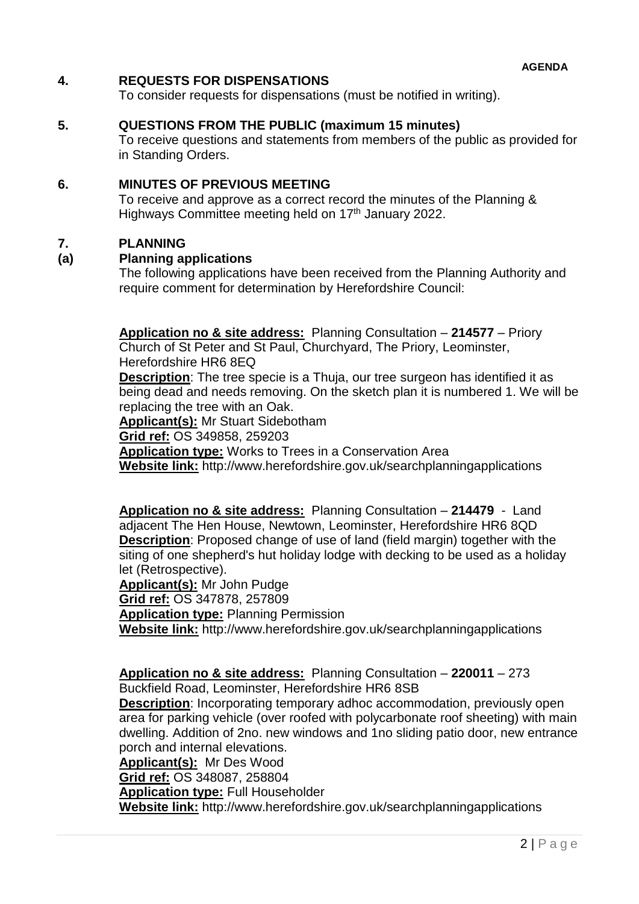**AGENDA**

## 4. REQUESTS FOR DISPENSATIONS

To consider requests for dispensations (must be notified in writing).

## 5. QUESTIONS FROM THE PUBLIC (maximum 15 minutes)

To receive questions and statements from members of the public as provided for in Standing Orders.

## 6. MINUTES OF PREVIOUS MEETING

To receive and approve as a correct record the minutes of the Planning & Highways Committee meeting held on 17th January 2022.

## 7. PLANNING

### (a) Planning applications

The following applications have been received from the Planning Authority and require comment for determination by Herefordshire Council:

**Application no & site address:** Planning Consultation – **214577** – Priory Church of St Peter and St Paul, Churchyard, The Priory, Leominster, Herefordshire HR6 8EQ
**Description**: The tree specie is a Thuja, our tree surgeon has identified it as being dead and needs removing. On the sketch plan it is numbered 1. We will be replacing the tree with an Oak.
**Applicant(s):** Mr Stuart Sidebotham
**Grid ref:** OS 349858, 259203
**Application type:** Works to Trees in a Conservation Area
**Website link:** http://www.herefordshire.gov.uk/searchplanningapplications

**Application no & site address:** Planning Consultation – **214479** - Land adjacent The Hen House, Newtown, Leominster, Herefordshire HR6 8QD
**Description**: Proposed change of use of land (field margin) together with the siting of one shepherd's hut holiday lodge with decking to be used as a holiday let (Retrospective).
**Applicant(s):** Mr John Pudge
**Grid ref:** OS 347878, 257809
**Application type:** Planning Permission
**Website link:** http://www.herefordshire.gov.uk/searchplanningapplications

**Application no & site address:** Planning Consultation – **220011** – 273 Buckfield Road, Leominster, Herefordshire HR6 8SB
**Description**: Incorporating temporary adhoc accommodation, previously open area for parking vehicle (over roofed with polycarbonate roof sheeting) with main dwelling. Addition of 2no. new windows and 1no sliding patio door, new entrance porch and internal elevations.
**Applicant(s):** Mr Des Wood
**Grid ref:** OS 348087, 258804
**Application type:** Full Householder
**Website link:** http://www.herefordshire.gov.uk/searchplanningapplications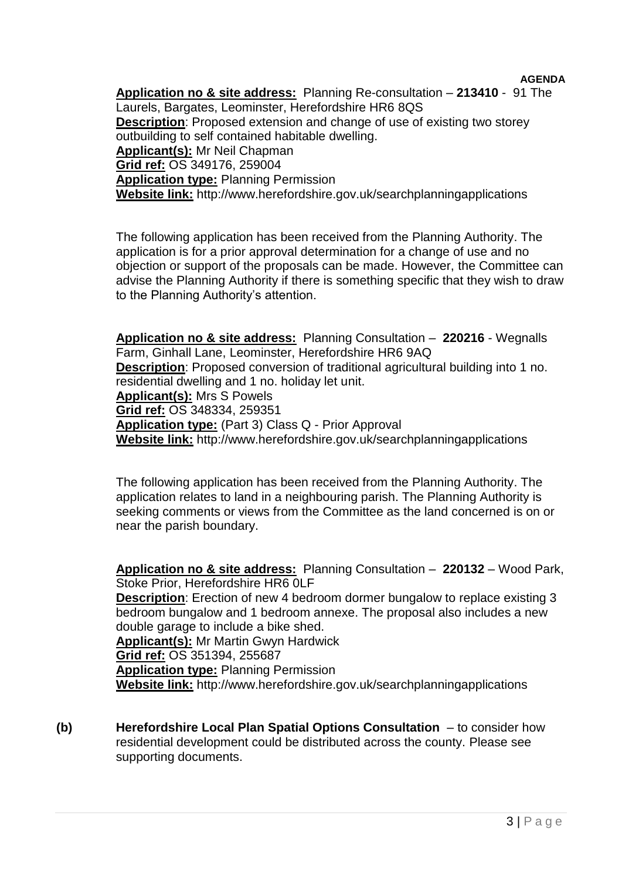**AGENDA**

**Application no & site address:** Planning Re-consultation – **213410** - 91 The Laurels, Bargates, Leominster, Herefordshire HR6 8QS
**Description**: Proposed extension and change of use of existing two storey outbuilding to self contained habitable dwelling.
**Applicant(s):** Mr Neil Chapman
**Grid ref:** OS 349176, 259004
**Application type:** Planning Permission
**Website link:** http://www.herefordshire.gov.uk/searchplanningapplications

The following application has been received from the Planning Authority. The application is for a prior approval determination for a change of use and no objection or support of the proposals can be made. However, the Committee can advise the Planning Authority if there is something specific that they wish to draw to the Planning Authority's attention.

**Application no & site address:** Planning Consultation – **220216** - Wegnalls Farm, Ginhall Lane, Leominster, Herefordshire HR6 9AQ
**Description**: Proposed conversion of traditional agricultural building into 1 no. residential dwelling and 1 no. holiday let unit.
**Applicant(s):** Mrs S Powels
**Grid ref:** OS 348334, 259351
**Application type:** (Part 3) Class Q - Prior Approval
**Website link:** http://www.herefordshire.gov.uk/searchplanningapplications

The following application has been received from the Planning Authority. The application relates to land in a neighbouring parish. The Planning Authority is seeking comments or views from the Committee as the land concerned is on or near the parish boundary.

**Application no & site address:** Planning Consultation – **220132** – Wood Park, Stoke Prior, Herefordshire HR6 0LF
**Description**: Erection of new 4 bedroom dormer bungalow to replace existing 3 bedroom bungalow and 1 bedroom annexe. The proposal also includes a new double garage to include a bike shed.
**Applicant(s):** Mr Martin Gwyn Hardwick
**Grid ref:** OS 351394, 255687
**Application type:** Planning Permission
**Website link:** http://www.herefordshire.gov.uk/searchplanningapplications

**(b)** **Herefordshire Local Plan Spatial Options Consultation** – to consider how residential development could be distributed across the county. Please see supporting documents.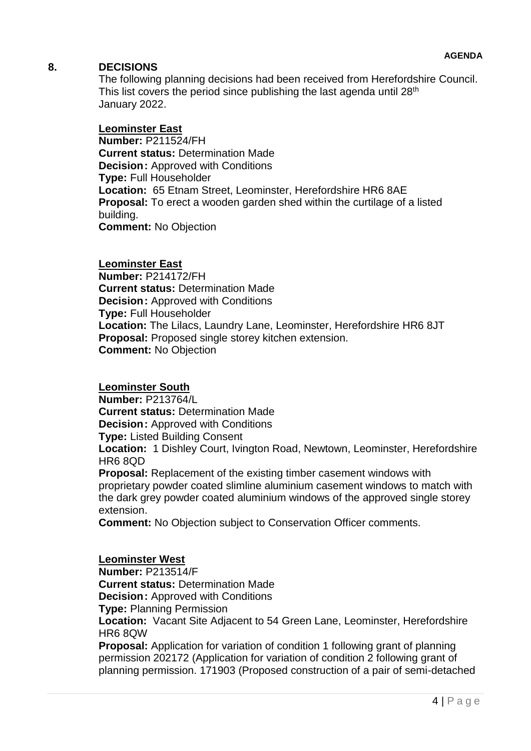## 8. DECISIONS

The following planning decisions had been received from Herefordshire Council. This list covers the period since publishing the last agenda until 28th January 2022.

**Leominster East**
**Number:** P211524/FH
**Current status:** Determination Made
**Decision:** Approved with Conditions
**Type:** Full Householder
**Location:** 65 Etnam Street, Leominster, Herefordshire HR6 8AE
**Proposal:** To erect a wooden garden shed within the curtilage of a listed building.
**Comment:** No Objection

**Leominster East**
**Number:** P214172/FH
**Current status:** Determination Made
**Decision:** Approved with Conditions
**Type:** Full Householder
**Location:** The Lilacs, Laundry Lane, Leominster, Herefordshire HR6 8JT
**Proposal:** Proposed single storey kitchen extension.
**Comment:** No Objection

**Leominster South**
**Number:** P213764/L
**Current status:** Determination Made
**Decision:** Approved with Conditions
**Type:** Listed Building Consent
**Location:** 1 Dishley Court, Ivington Road, Newtown, Leominster, Herefordshire HR6 8QD
**Proposal:** Replacement of the existing timber casement windows with proprietary powder coated slimline aluminium casement windows to match with the dark grey powder coated aluminium windows of the approved single storey extension.
**Comment:** No Objection subject to Conservation Officer comments.

**Leominster West**
**Number:** P213514/F
**Current status:** Determination Made
**Decision:** Approved with Conditions
**Type:** Planning Permission
**Location:** Vacant Site Adjacent to 54 Green Lane, Leominster, Herefordshire HR6 8QW
**Proposal:** Application for variation of condition 1 following grant of planning permission 202172 (Application for variation of condition 2 following grant of planning permission. 171903 (Proposed construction of a pair of semi-detached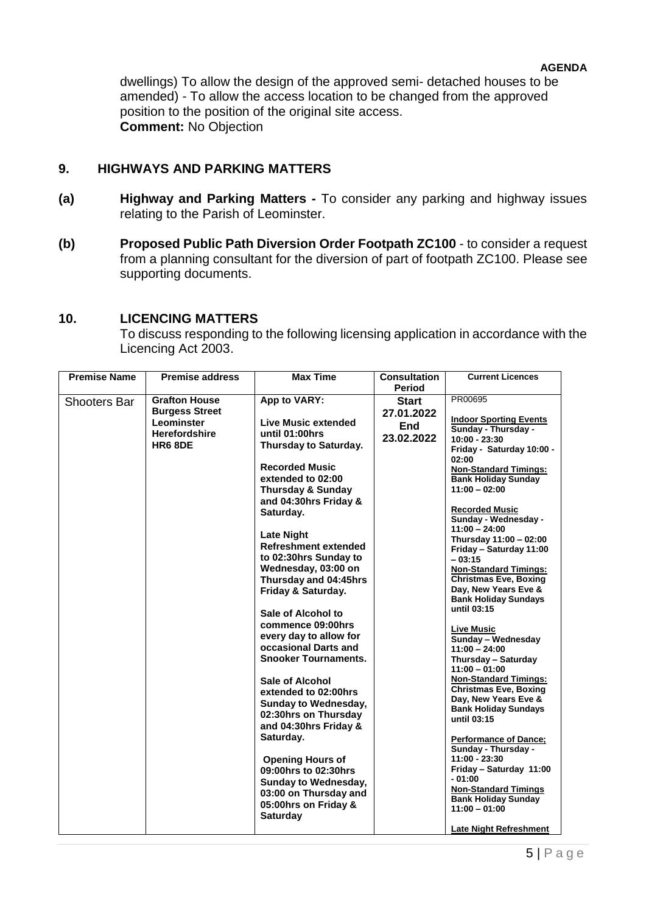dwellings) To allow the design of the approved semi- detached houses to be amended) - To allow the access location to be changed from the approved position to the position of the original site access.
**Comment:** No Objection

## 9. HIGHWAYS AND PARKING MATTERS

**(a) Highway and Parking Matters -** To consider any parking and highway issues relating to the Parish of Leominster.

**(b) Proposed Public Path Diversion Order Footpath ZC100** - to consider a request from a planning consultant for the diversion of part of footpath ZC100. Please see supporting documents.

## 10. LICENCING MATTERS

To discuss responding to the following licensing application in accordance with the Licencing Act 2003.

| Premise Name | Premise address | Max Time | Consultation Period | Current Licences |
|---|---|---|---|---|
| Shooters Bar | **Grafton House Burgess Street Leominster Herefordshire HR6 8DE** | **App to VARY:**<br><br>**Live Music extended until 01:00hrs Thursday to Saturday.**<br><br>**Recorded Music extended to 02:00 Thursday & Sunday and 04:30hrs Friday & Saturday.**<br><br>**Late Night Refreshment extended to 02:30hrs Sunday to Wednesday, 03:00 on Thursday and 04:45hrs Friday & Saturday.**<br><br>**Sale of Alcohol to commence 09:00hrs every day to allow for occasional Darts and Snooker Tournaments.**<br><br>**Sale of Alcohol extended to 02:00hrs Sunday to Wednesday, 02:30hrs on Thursday and 04:30hrs Friday & Saturday.**<br><br>**Opening Hours of 09:00hrs to 02:30hrs Sunday to Wednesday, 03:00 on Thursday and 05:00hrs on Friday & Saturday** | **Start 27.01.2022 End 23.02.2022** | PR00695<br><br>**<u>Indoor Sporting Events</u> Sunday - Thursday - 10:00 - 23:30 Friday - Saturday 10:00 - 02:00 <u>Non-Standard Timings:</u> Bank Holiday Sunday 11:00 – 02:00**<br><br>**<u>Recorded Music</u> Sunday - Wednesday - 11:00 – 24:00 Thursday 11:00 – 02:00 Friday – Saturday 11:00 – 03:15 <u>Non-Standard Timings:</u> Christmas Eve, Boxing Day, New Years Eve & Bank Holiday Sundays until 03:15**<br><br>**<u>Live Music</u> Sunday – Wednesday 11:00 – 24:00 Thursday – Saturday 11:00 – 01:00 <u>Non-Standard Timings:</u> Christmas Eve, Boxing Day, New Years Eve & Bank Holiday Sundays until 03:15**<br><br>**<u>Performance of Dance;</u> Sunday - Thursday - 11:00 - 23:30 Friday – Saturday 11:00 - 01:00 <u>Non-Standard Timings</u> Bank Holiday Sunday 11:00 – 01:00**<br><br>**<u>Late Night Refreshment</u>** |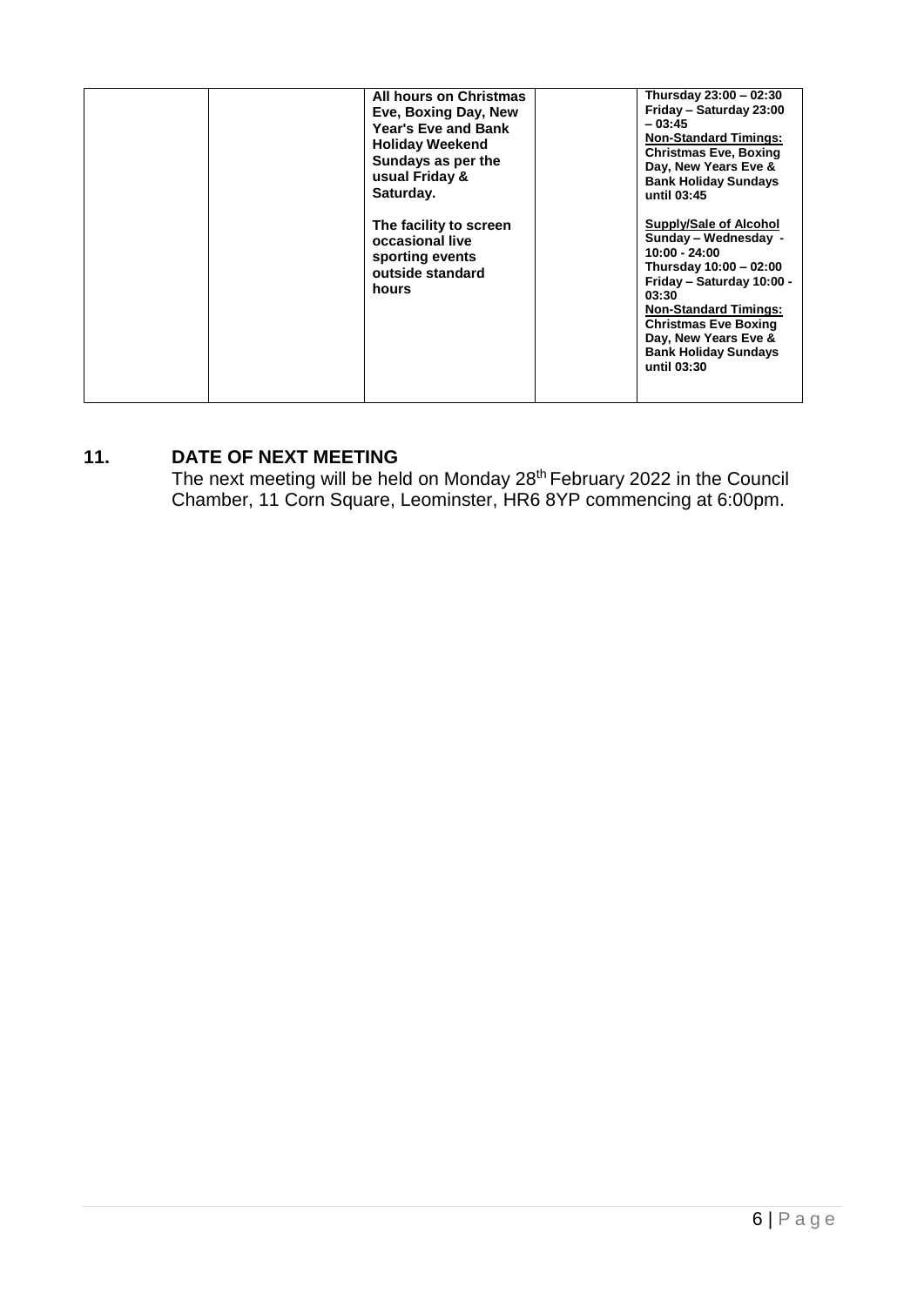| | | | | |
|---|---|---|---|---|
| | | **All hours on Christmas Eve, Boxing Day, New Year's Eve and Bank Holiday Weekend Sundays as per the usual Friday & Saturday.**<br><br>**The facility to screen occasional live sporting events outside standard hours** | | **Thursday 23:00 – 02:30**<br>**Friday – Saturday 23:00 – 03:45**<br>**<u>Non-Standard Timings:</u>**<br>**Christmas Eve, Boxing Day, New Years Eve & Bank Holiday Sundays until 03:45**<br><br>**<u>Supply/Sale of Alcohol</u>**<br>**Sunday – Wednesday - 10:00 - 24:00**<br>**Thursday 10:00 – 02:00**<br>**Friday – Saturday 10:00 - 03:30**<br>**<u>Non-Standard Timings:</u>**<br>**Christmas Eve Boxing Day, New Years Eve & Bank Holiday Sundays until 03:30** |

## 11. DATE OF NEXT MEETING

The next meeting will be held on Monday 28th February 2022 in the Council Chamber, 11 Corn Square, Leominster, HR6 8YP commencing at 6:00pm.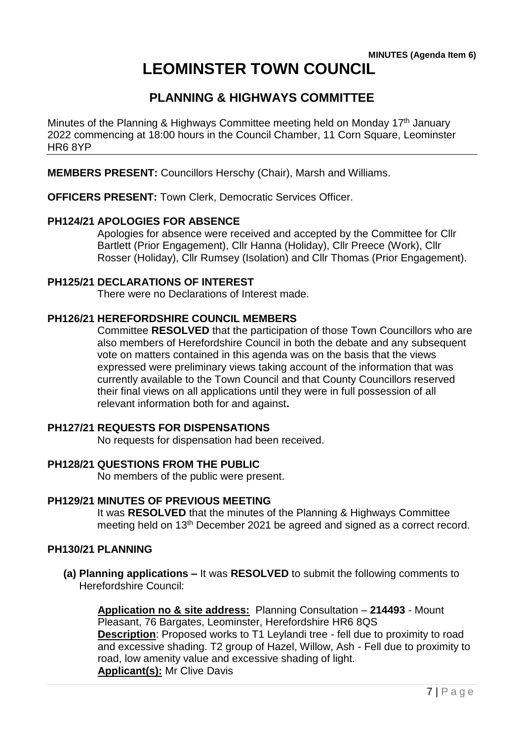**MINUTES (Agenda Item 6)**

# LEOMINSTER TOWN COUNCIL

## PLANNING & HIGHWAYS COMMITTEE

Minutes of the Planning & Highways Committee meeting held on Monday 17th January 2022 commencing at 18:00 hours in the Council Chamber, 11 Corn Square, Leominster HR6 8YP

---

**MEMBERS PRESENT:** Councillors Herschy (Chair), Marsh and Williams.

**OFFICERS PRESENT:** Town Clerk, Democratic Services Officer.

### PH124/21 APOLOGIES FOR ABSENCE

Apologies for absence were received and accepted by the Committee for Cllr Bartlett (Prior Engagement), Cllr Hanna (Holiday), Cllr Preece (Work), Cllr Rosser (Holiday), Cllr Rumsey (Isolation) and Cllr Thomas (Prior Engagement).

### PH125/21 DECLARATIONS OF INTEREST

There were no Declarations of Interest made.

### PH126/21 HEREFORDSHIRE COUNCIL MEMBERS

Committee **RESOLVED** that the participation of those Town Councillors who are also members of Herefordshire Council in both the debate and any subsequent vote on matters contained in this agenda was on the basis that the views expressed were preliminary views taking account of the information that was currently available to the Town Council and that County Councillors reserved their final views on all applications until they were in full possession of all relevant information both for and against**.**

### PH127/21 REQUESTS FOR DISPENSATIONS

No requests for dispensation had been received.

### PH128/21 QUESTIONS FROM THE PUBLIC

No members of the public were present.

### PH129/21 MINUTES OF PREVIOUS MEETING

It was **RESOLVED** that the minutes of the Planning & Highways Committee meeting held on 13th December 2021 be agreed and signed as a correct record.

### PH130/21 PLANNING

**(a) Planning applications –** It was **RESOLVED** to submit the following comments to Herefordshire Council:

**Application no & site address:** Planning Consultation – **214493** - Mount Pleasant, 76 Bargates, Leominster, Herefordshire HR6 8QS
**Description**: Proposed works to T1 Leylandi tree - fell due to proximity to road and excessive shading. T2 group of Hazel, Willow, Ash - Fell due to proximity to road, low amenity value and excessive shading of light.
**Applicant(s):** Mr Clive Davis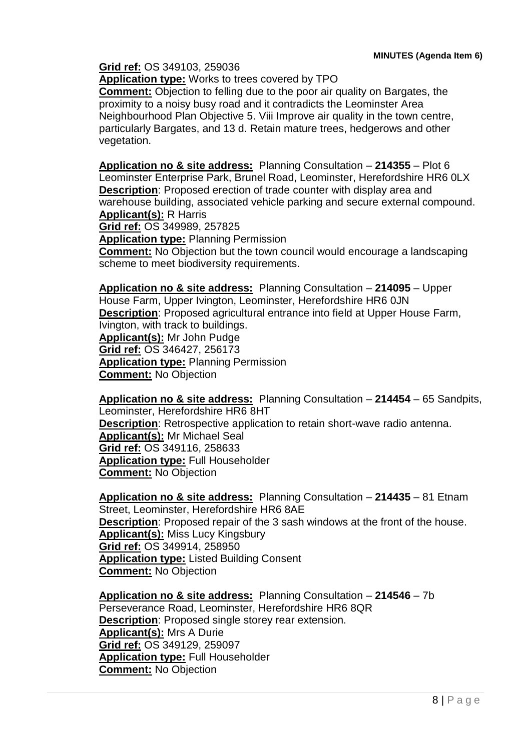**Grid ref:** OS 349103, 259036
**Application type:** Works to trees covered by TPO
**Comment:** Objection to felling due to the poor air quality on Bargates, the proximity to a noisy busy road and it contradicts the Leominster Area Neighbourhood Plan Objective 5. Viii Improve air quality in the town centre, particularly Bargates, and 13 d. Retain mature trees, hedgerows and other vegetation.

**Application no & site address:** Planning Consultation – **214355** – Plot 6 Leominster Enterprise Park, Brunel Road, Leominster, Herefordshire HR6 0LX
**Description**: Proposed erection of trade counter with display area and warehouse building, associated vehicle parking and secure external compound.
**Applicant(s):** R Harris
**Grid ref:** OS 349989, 257825
**Application type:** Planning Permission
**Comment:** No Objection but the town council would encourage a landscaping scheme to meet biodiversity requirements.

**Application no & site address:** Planning Consultation – **214095** – Upper House Farm, Upper Ivington, Leominster, Herefordshire HR6 0JN
**Description**: Proposed agricultural entrance into field at Upper House Farm, Ivington, with track to buildings.
**Applicant(s):** Mr John Pudge
**Grid ref:** OS 346427, 256173
**Application type:** Planning Permission
**Comment:** No Objection

**Application no & site address:** Planning Consultation – **214454** – 65 Sandpits, Leominster, Herefordshire HR6 8HT
**Description**: Retrospective application to retain short-wave radio antenna.
**Applicant(s):** Mr Michael Seal
**Grid ref:** OS 349116, 258633
**Application type:** Full Householder
**Comment:** No Objection

**Application no & site address:** Planning Consultation – **214435** – 81 Etnam Street, Leominster, Herefordshire HR6 8AE
**Description**: Proposed repair of the 3 sash windows at the front of the house.
**Applicant(s):** Miss Lucy Kingsbury
**Grid ref:** OS 349914, 258950
**Application type:** Listed Building Consent
**Comment:** No Objection

**Application no & site address:** Planning Consultation – **214546** – 7b Perseverance Road, Leominster, Herefordshire HR6 8QR
**Description**: Proposed single storey rear extension.
**Applicant(s):** Mrs A Durie
**Grid ref:** OS 349129, 259097
**Application type:** Full Householder
**Comment:** No Objection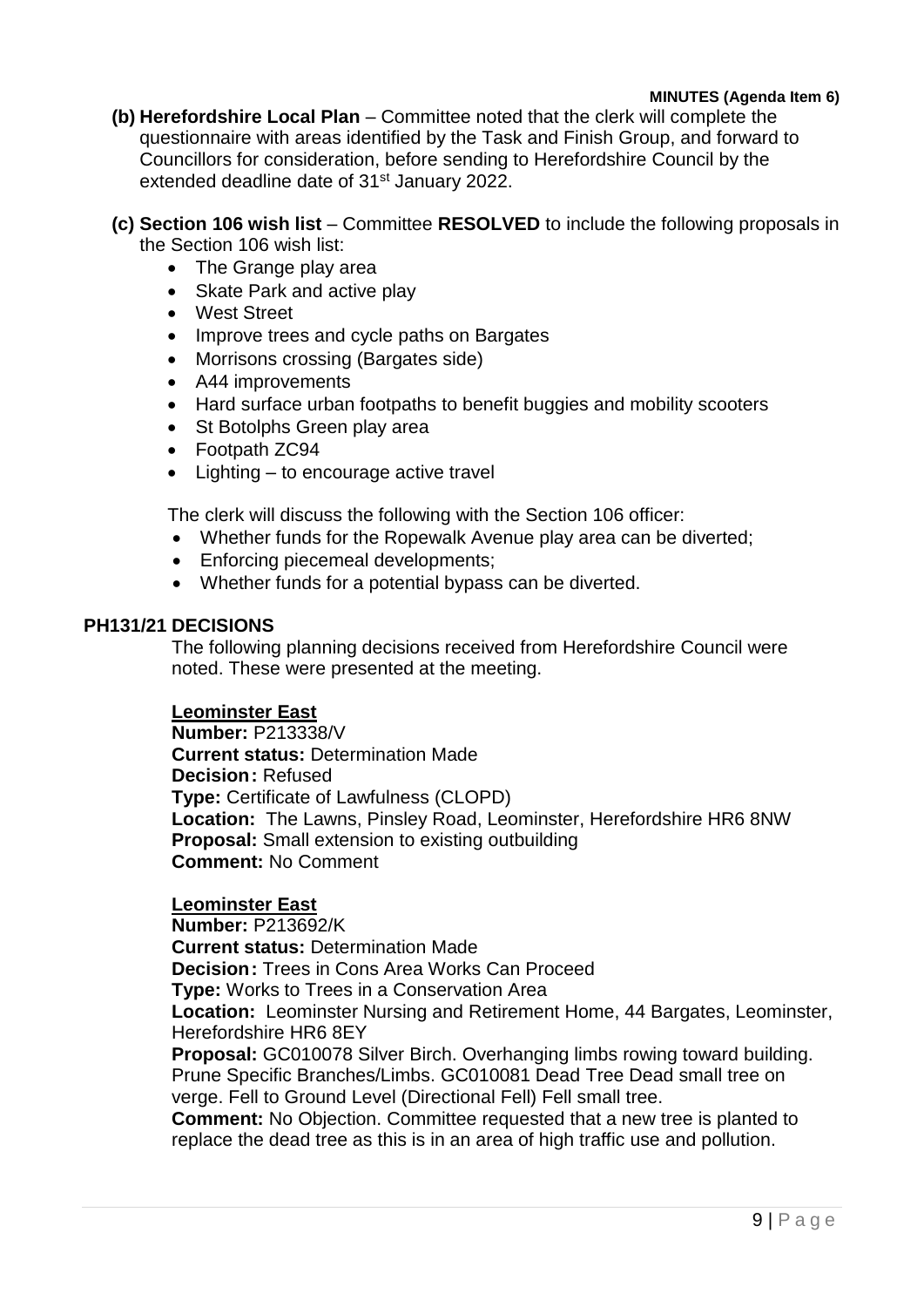**(b) Herefordshire Local Plan** – Committee noted that the clerk will complete the questionnaire with areas identified by the Task and Finish Group, and forward to Councillors for consideration, before sending to Herefordshire Council by the extended deadline date of 31st January 2022.

**(c) Section 106 wish list** – Committee **RESOLVED** to include the following proposals in the Section 106 wish list:

- The Grange play area
- Skate Park and active play
- West Street
- Improve trees and cycle paths on Bargates
- Morrisons crossing (Bargates side)
- A44 improvements
- Hard surface urban footpaths to benefit buggies and mobility scooters
- St Botolphs Green play area
- Footpath ZC94
- Lighting – to encourage active travel

The clerk will discuss the following with the Section 106 officer:

- Whether funds for the Ropewalk Avenue play area can be diverted;
- Enforcing piecemeal developments;
- Whether funds for a potential bypass can be diverted.

## PH131/21 DECISIONS

The following planning decisions received from Herefordshire Council were noted. These were presented at the meeting.

**Leominster East**
**Number:** P213338/V
**Current status:** Determination Made
**Decision:** Refused
**Type:** Certificate of Lawfulness (CLOPD)
**Location:** The Lawns, Pinsley Road, Leominster, Herefordshire HR6 8NW
**Proposal:** Small extension to existing outbuilding
**Comment:** No Comment

**Leominster East**
**Number:** P213692/K
**Current status:** Determination Made
**Decision:** Trees in Cons Area Works Can Proceed
**Type:** Works to Trees in a Conservation Area
**Location:** Leominster Nursing and Retirement Home, 44 Bargates, Leominster, Herefordshire HR6 8EY
**Proposal:** GC010078 Silver Birch. Overhanging limbs rowing toward building. Prune Specific Branches/Limbs. GC010081 Dead Tree Dead small tree on verge. Fell to Ground Level (Directional Fell) Fell small tree.
**Comment:** No Objection. Committee requested that a new tree is planted to replace the dead tree as this is in an area of high traffic use and pollution.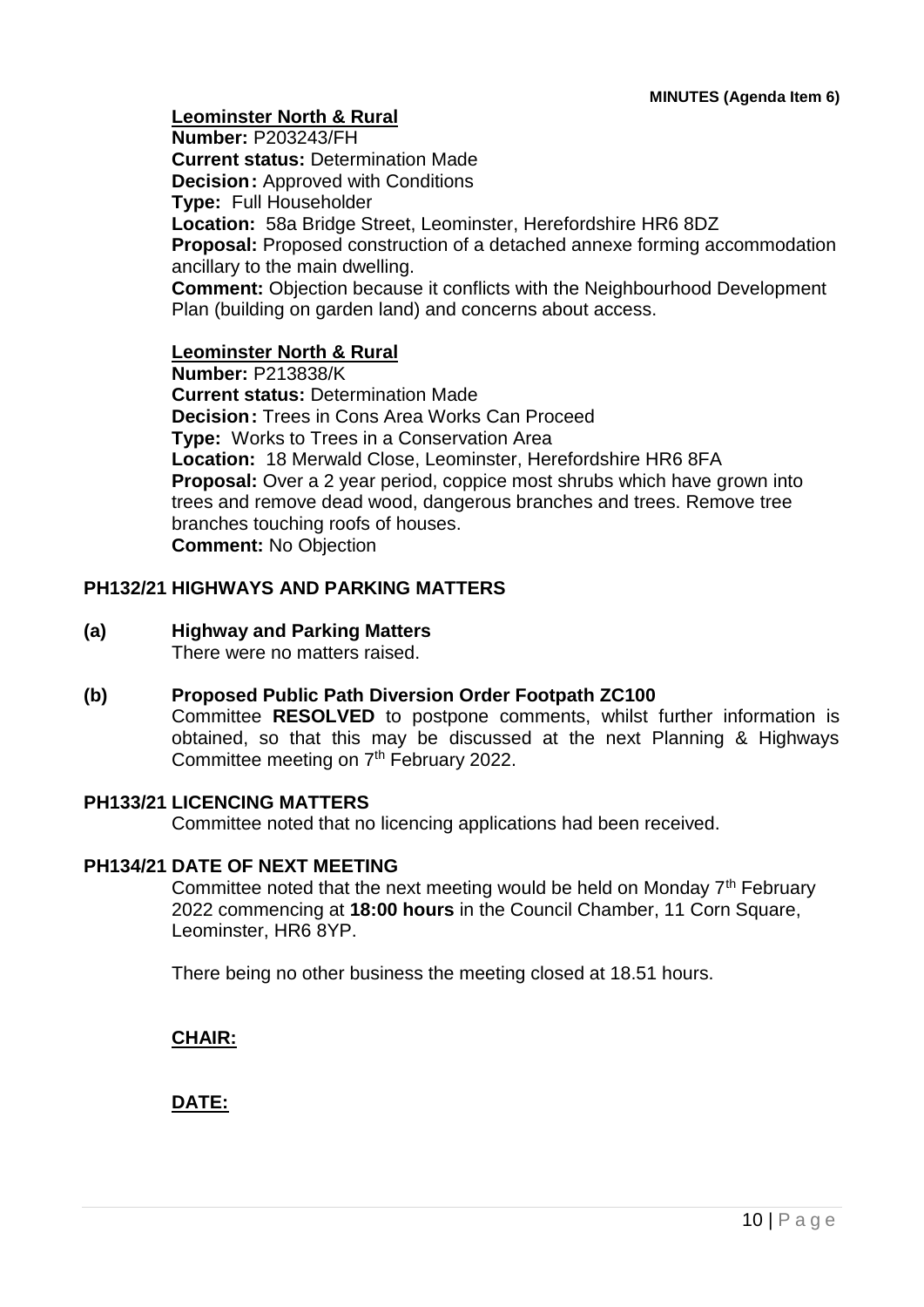**MINUTES (Agenda Item 6)**

**Leominster North & Rural**

**Number:** P203243/FH
**Current status:** Determination Made
**Decision:** Approved with Conditions
**Type:** Full Householder
**Location:** 58a Bridge Street, Leominster, Herefordshire HR6 8DZ
**Proposal:** Proposed construction of a detached annexe forming accommodation ancillary to the main dwelling.
**Comment:** Objection because it conflicts with the Neighbourhood Development Plan (building on garden land) and concerns about access.

**Leominster North & Rural**

**Number:** P213838/K
**Current status:** Determination Made
**Decision:** Trees in Cons Area Works Can Proceed
**Type:** Works to Trees in a Conservation Area
**Location:** 18 Merwald Close, Leominster, Herefordshire HR6 8FA
**Proposal:** Over a 2 year period, coppice most shrubs which have grown into trees and remove dead wood, dangerous branches and trees. Remove tree branches touching roofs of houses.
**Comment:** No Objection

**PH132/21 HIGHWAYS AND PARKING MATTERS**

**(a) Highway and Parking Matters**

There were no matters raised.

**(b) Proposed Public Path Diversion Order Footpath ZC100**

Committee **RESOLVED** to postpone comments, whilst further information is obtained, so that this may be discussed at the next Planning & Highways Committee meeting on 7th February 2022.

**PH133/21 LICENCING MATTERS**

Committee noted that no licencing applications had been received.

**PH134/21 DATE OF NEXT MEETING**

Committee noted that the next meeting would be held on Monday 7th February 2022 commencing at **18:00 hours** in the Council Chamber, 11 Corn Square, Leominster, HR6 8YP.

There being no other business the meeting closed at 18.51 hours.

**CHAIR:**

**DATE:**